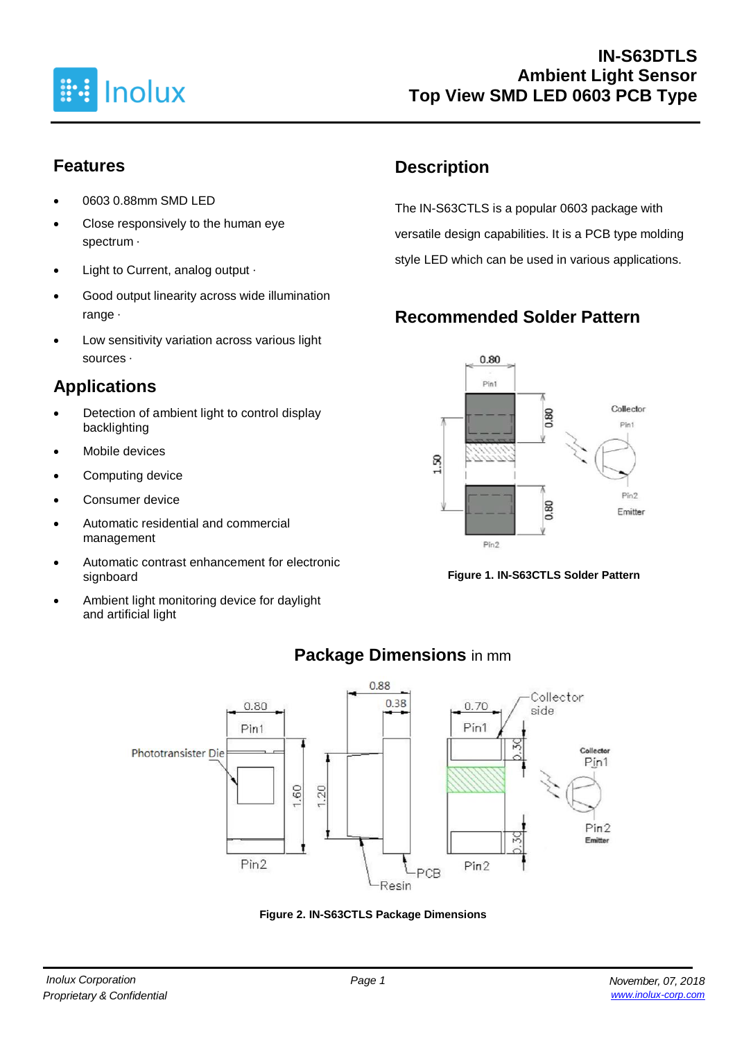# IN-S63DTLS
# Ambient Light Sensor
# Top View SMD LED 0603 PCB Type

## Features

- 0603 0.88mm SMD LED
- Close responsively to the human eye spectrum ·
- Light to Current, analog output ·
- Good output linearity across wide illumination range ·
- Low sensitivity variation across various light sources ·

## Applications

- Detection of ambient light to control display backlighting
- Mobile devices
- Computing device
- Consumer device
- Automatic residential and commercial management
- Automatic contrast enhancement for electronic signboard
- Ambient light monitoring device for daylight and artificial light

## Description

The IN-S63CTLS is a popular 0603 package with versatile design capabilities. It is a PCB type molding style LED which can be used in various applications.

## Recommended Solder Pattern

**Figure 1. IN-S63CTLS Solder Pattern**

## Package Dimensions in mm

**Figure 2. IN-S63CTLS Package Dimensions**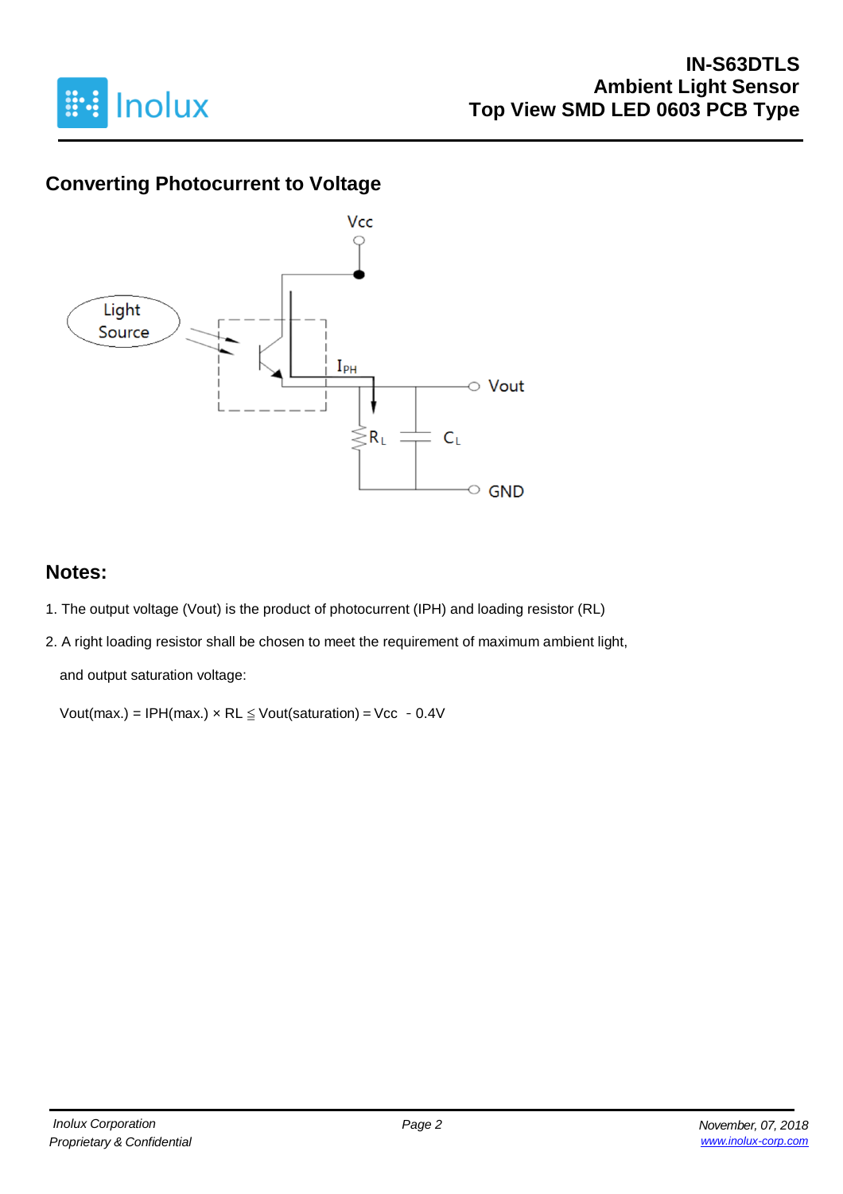## Converting Photocurrent to Voltage

## Notes:

1. The output voltage (Vout) is the product of photocurrent (IPH) and loading resistor (RL)
2. A right loading resistor shall be chosen to meet the requirement of maximum ambient light, and output saturation voltage:

   Vout(max.) = IPH(max.) × RL ≦ Vout(saturation) = Vcc - 0.4V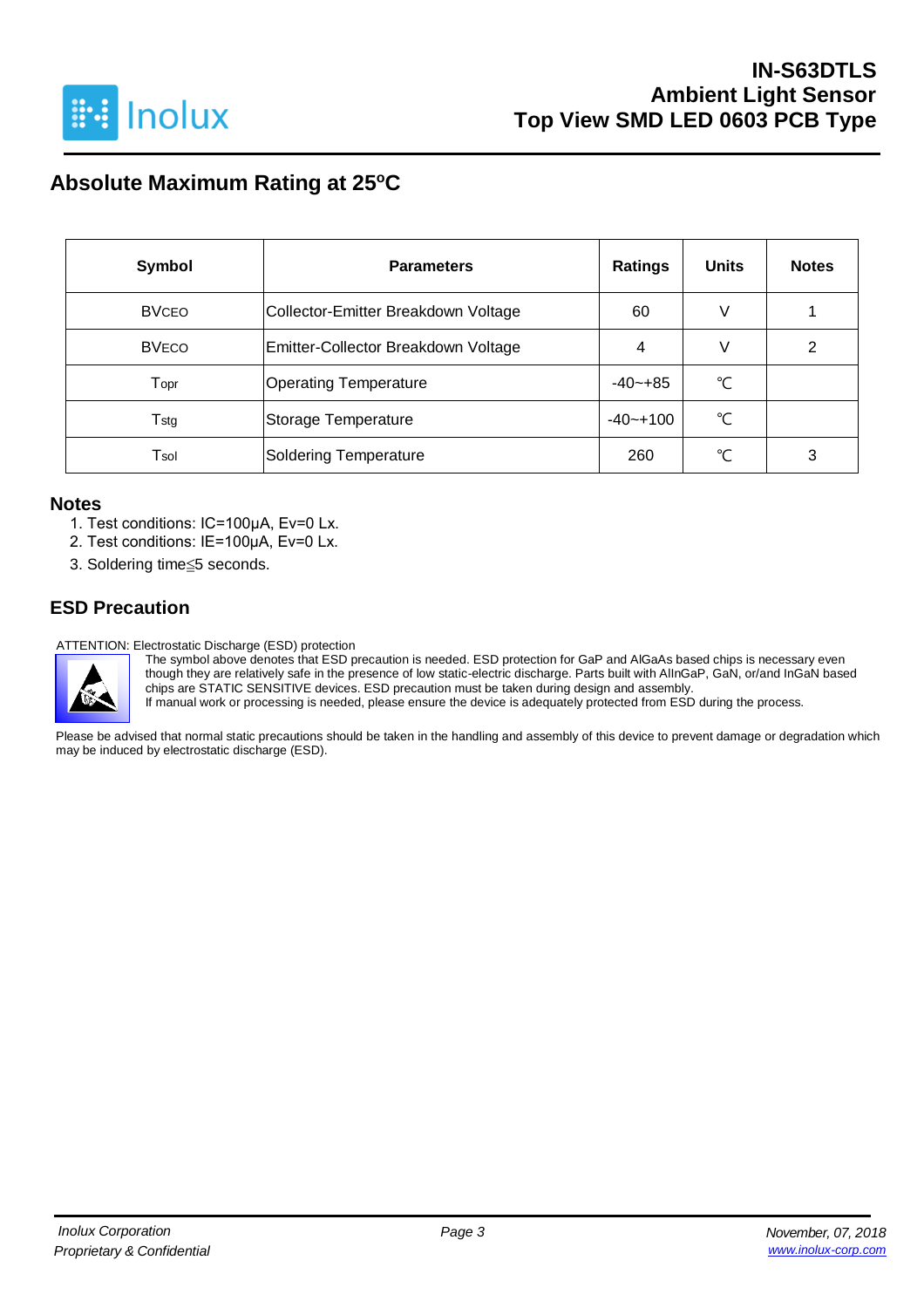## Absolute Maximum Rating at 25ºC

| Symbol | Parameters | Ratings | Units | Notes |
|---|---|---|---|---|
| $BV_{CEO}$ | Collector-Emitter Breakdown Voltage | 60 | V | 1 |
| $BV_{ECO}$ | Emitter-Collector Breakdown Voltage | 4 | V | 2 |
| $T_{opr}$ | Operating Temperature | -40~+85 | ℃ | |
| $T_{stg}$ | Storage Temperature | -40~+100 | ℃ | |
| $T_{sol}$ | Soldering Temperature | 260 | ℃ | 3 |

### Notes

1. Test conditions: IC=100μA, Ev=0 Lx.
2. Test conditions: IE=100μA, Ev=0 Lx.
3. Soldering time≦5 seconds.

## ESD Precaution

ATTENTION: Electrostatic Discharge (ESD) protection

The symbol above denotes that ESD precaution is needed. ESD protection for GaP and AlGaAs based chips is necessary even though they are relatively safe in the presence of low static-electric discharge. Parts built with AlInGaP, GaN, or/and InGaN based chips are STATIC SENSITIVE devices. ESD precaution must be taken during design and assembly.
If manual work or processing is needed, please ensure the device is adequately protected from ESD during the process.

Please be advised that normal static precautions should be taken in the handling and assembly of this device to prevent damage or degradation which may be induced by electrostatic discharge (ESD).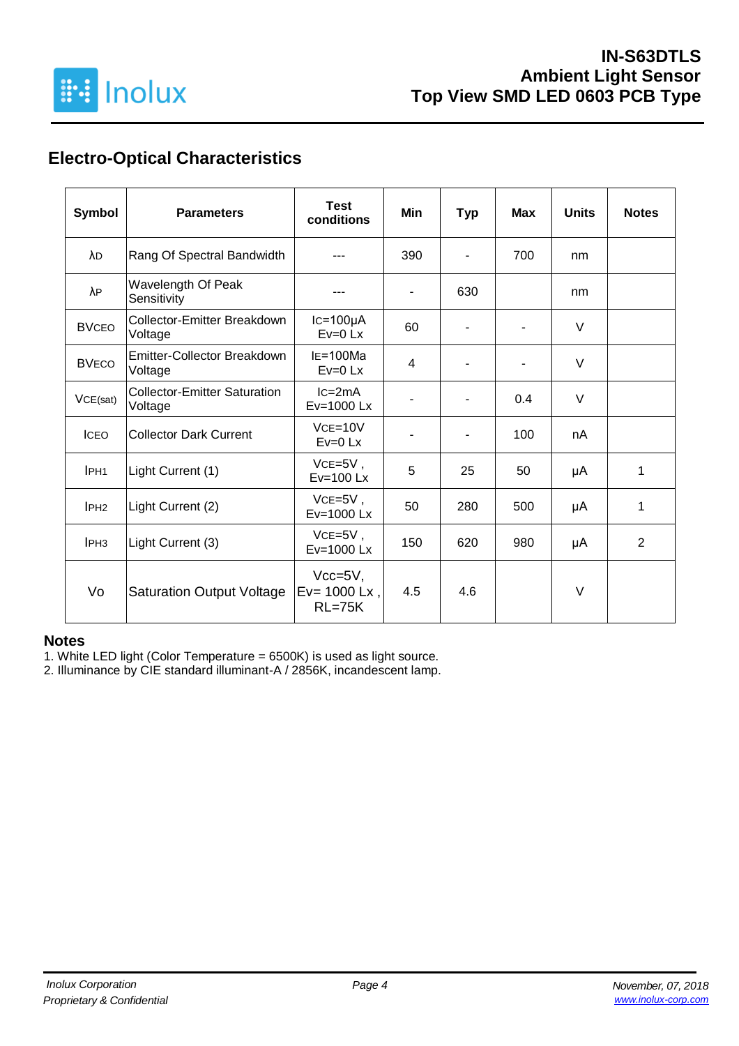## Electro-Optical Characteristics

| Symbol | Parameters | Test conditions | Min | Typ | Max | Units | Notes |
|---|---|---|---|---|---|---|---|
| $\lambda_D$ | Rang Of Spectral Bandwidth | --- | 390 | - | 700 | nm | |
| $\lambda_P$ | Wavelength Of Peak Sensitivity | --- | - | 630 | | nm | |
| $BV_{CEO}$ | Collector-Emitter Breakdown Voltage | $I_C$=100μA Ev=0 Lx | 60 | - | - | V | |
| $BV_{ECO}$ | Emitter-Collector Breakdown Voltage | $I_E$=100Ma Ev=0 Lx | 4 | - | - | V | |
| $V_{CE(sat)}$ | Collector-Emitter Saturation Voltage | $I_C$=2mA Ev=1000 Lx | - | - | 0.4 | V | |
| $I_{CEO}$ | Collector Dark Current | $V_{CE}$=10V Ev=0 Lx | - | - | 100 | nA | |
| $I_{PH1}$ | Light Current (1) | $V_{CE}$=5V , Ev=100 Lx | 5 | 25 | 50 | μA | 1 |
| $I_{PH2}$ | Light Current (2) | $V_{CE}$=5V , Ev=1000 Lx | 50 | 280 | 500 | μA | 1 |
| $I_{PH3}$ | Light Current (3) | $V_{CE}$=5V , Ev=1000 Lx | 150 | 620 | 980 | μA | 2 |
| Vo | Saturation Output Voltage | Vcc=5V, Ev= 1000 Lx , RL=75K | 4.5 | 4.6 | | V | |

### Notes

1. White LED light (Color Temperature = 6500K) is used as light source.
2. Illuminance by CIE standard illuminant-A / 2856K, incandescent lamp.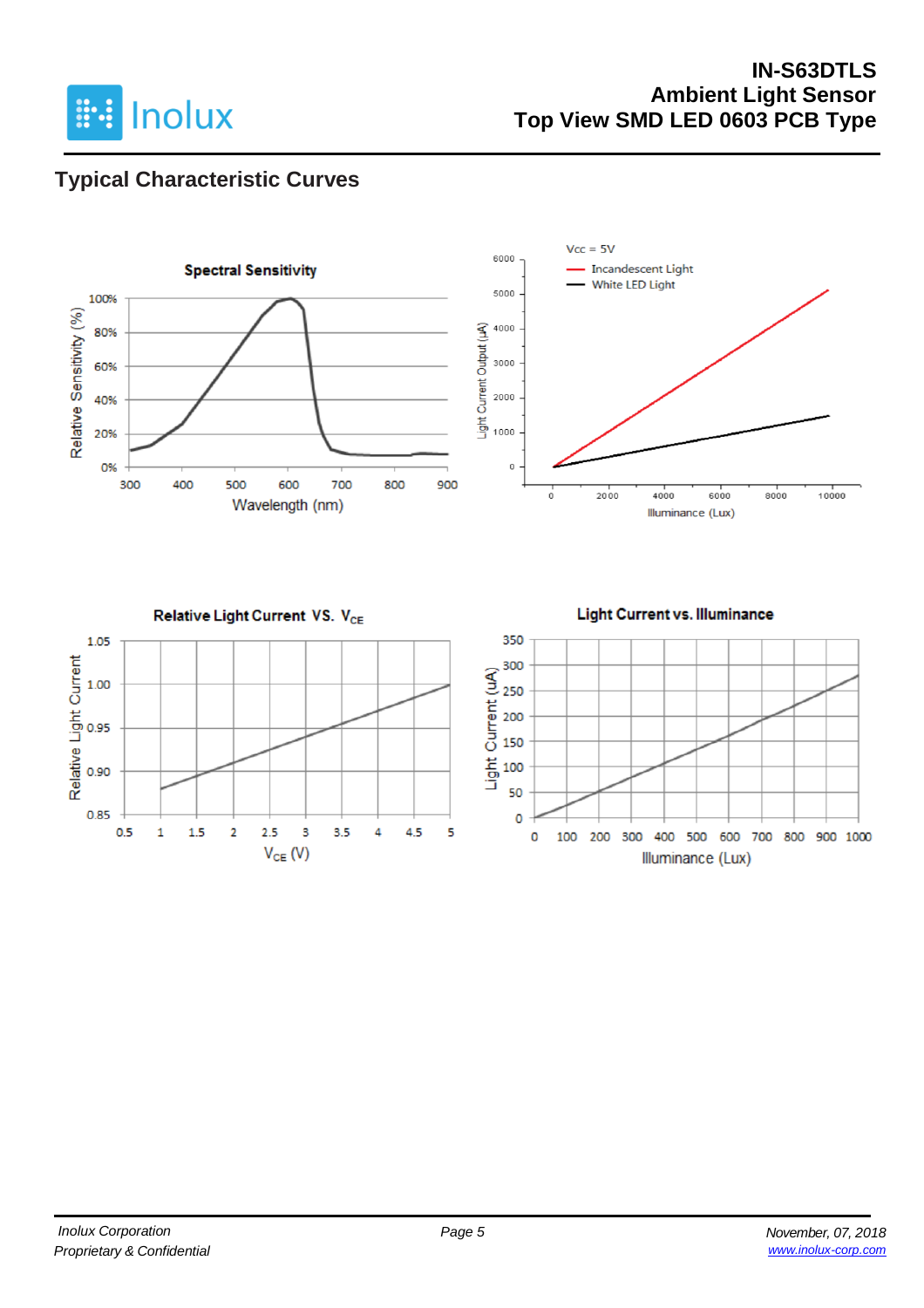## Typical Characteristic Curves

**Spectral Sensitivity**

Relative Sensitivity (%): 0%, 20%, 40%, 60%, 80%, 100%

Wavelength (nm): 300, 400, 500, 600, 700, 800, 900

Vcc = 5V

— Incandescent Light

— White LED Light

Light Current Output (μA): 0, 1000, 2000, 3000, 4000, 5000, 6000

Illuminance (Lux): 0, 2000, 4000, 6000, 8000, 10000

**Relative Light Current VS. $V_{CE}$**

Relative Light Current: 0.85, 0.90, 0.95, 1.00, 1.05

$V_{CE}$ (V): 0.5, 1, 1.5, 2, 2.5, 3, 3.5, 4, 4.5, 5

**Light Current vs. Illuminance**

Light Current (uA): 0, 50, 100, 150, 200, 250, 300, 350

Illuminance (Lux): 0, 100, 200, 300, 400, 500, 600, 700, 800, 900, 1000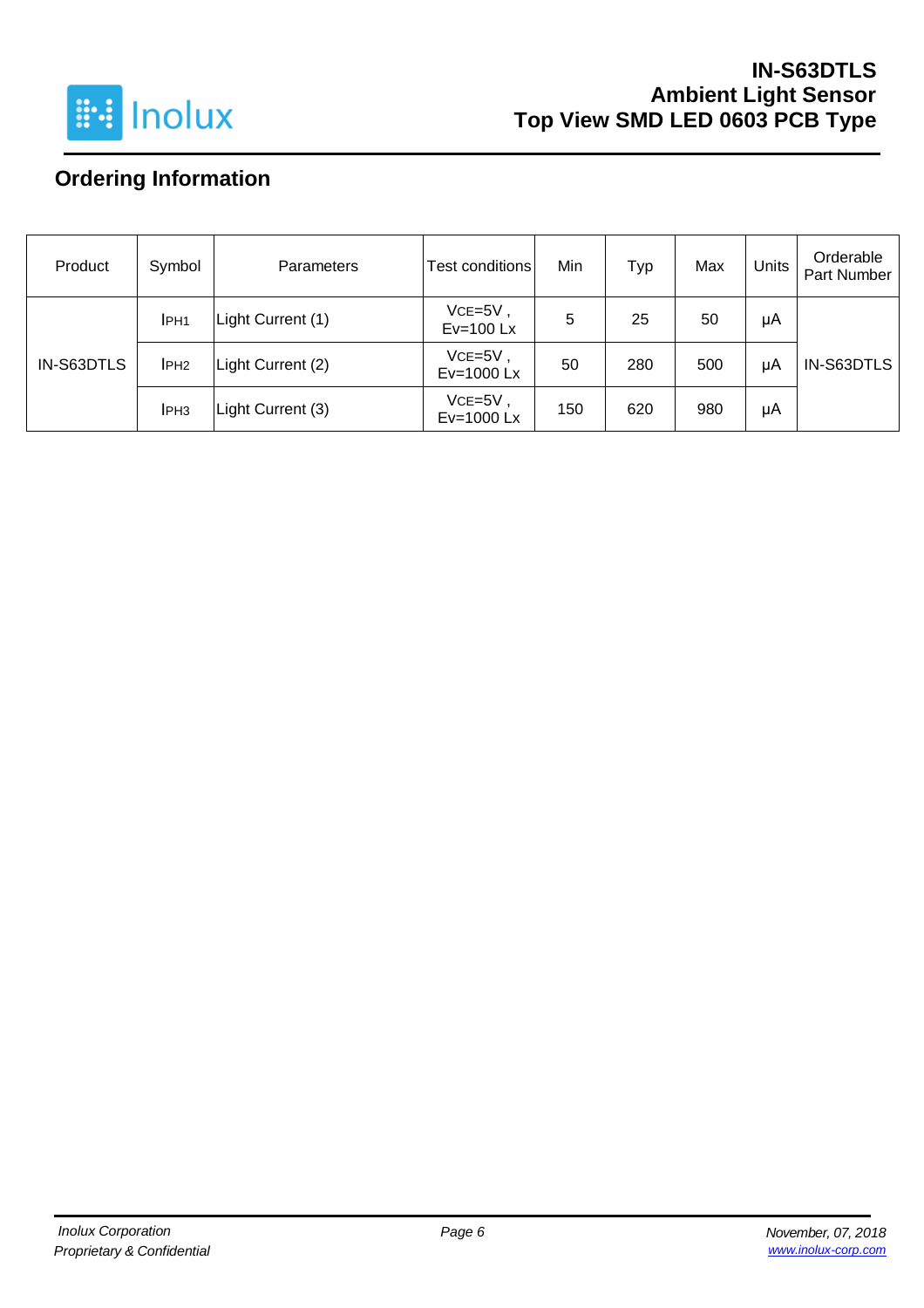## Ordering Information

| Product | Symbol | Parameters | Test conditions | Min | Typ | Max | Units | Orderable Part Number |
|---|---|---|---|---|---|---|---|---|
| IN-S63DTLS | $I_{PH1}$ | Light Current (1) | $V_{CE}$=5V , Ev=100 Lx | 5 | 25 | 50 | μA | IN-S63DTLS |
| | $I_{PH2}$ | Light Current (2) | $V_{CE}$=5V , Ev=1000 Lx | 50 | 280 | 500 | μA | |
| | $I_{PH3}$ | Light Current (3) | $V_{CE}$=5V , Ev=1000 Lx | 150 | 620 | 980 | μA | |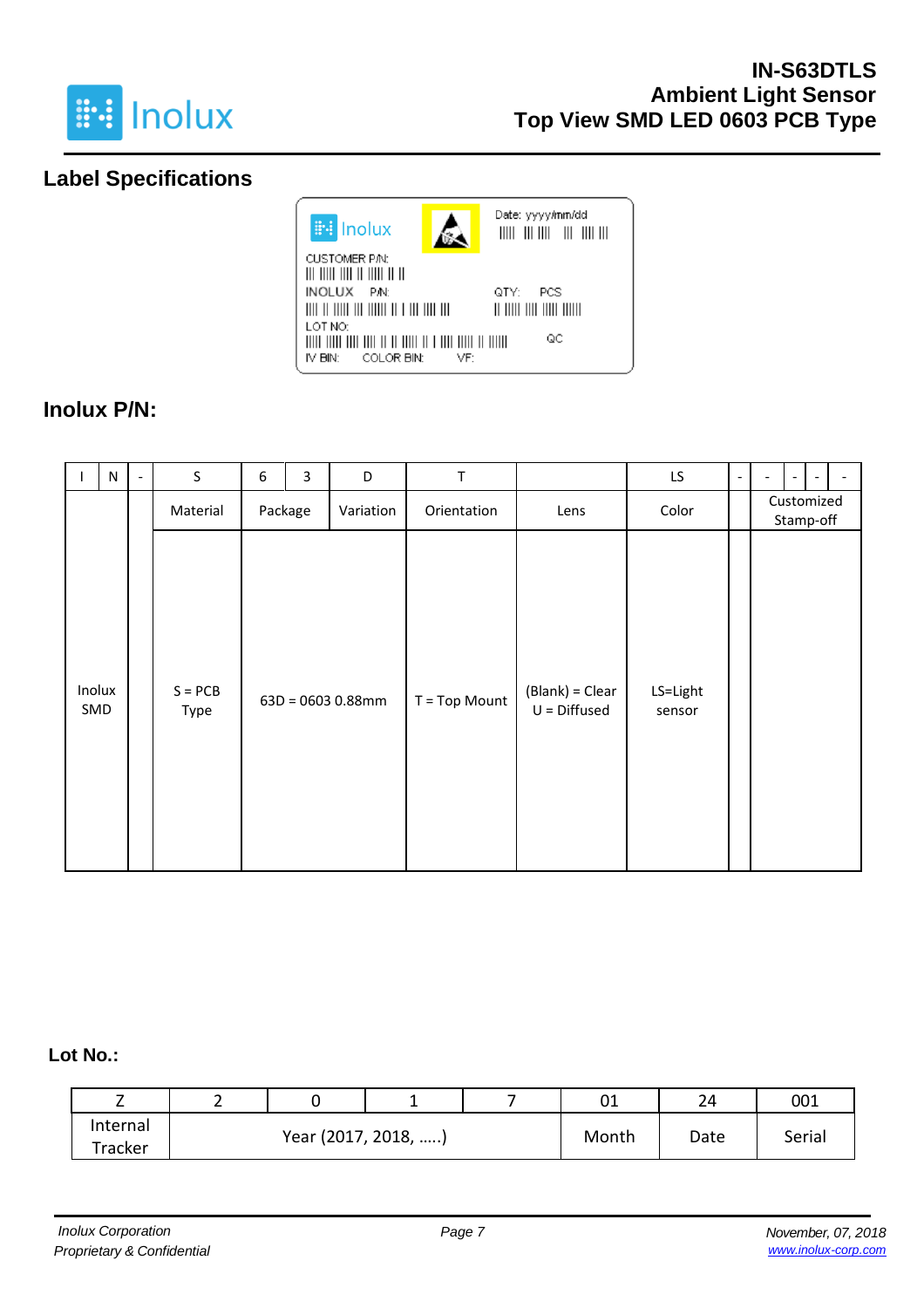## Label Specifications

Inolux

Date: yyyy/mm/dd

CUSTOMER P/N:

INOLUX P/N:

QTY: PCS

LOT NO:

QC

IV BIN: COLOR BIN: VF:

## Inolux P/N:

| I | N | - | S | 6 | 3 | D | T | | LS | - | - | - | - | - |
|---|---|---|---|---|---|---|---|---|---|---|---|---|---|---|
| | | | Material | Package | | Variation | Orientation | Lens | Color | | Customized Stamp-off | | | |
| Inolux SMD | | | S = PCB Type | 63D = 0603 0.88mm | | | T = Top Mount | (Blank) = Clear<br>U = Diffused | LS=Light sensor | | | | | |

## Lot No.:

| Z | 2 | 0 | 1 | 7 | 01 | 24 | 001 |
|---|---|---|---|---|---|---|---|
| Internal Tracker | Year (2017, 2018, .....) | | | | Month | Date | Serial |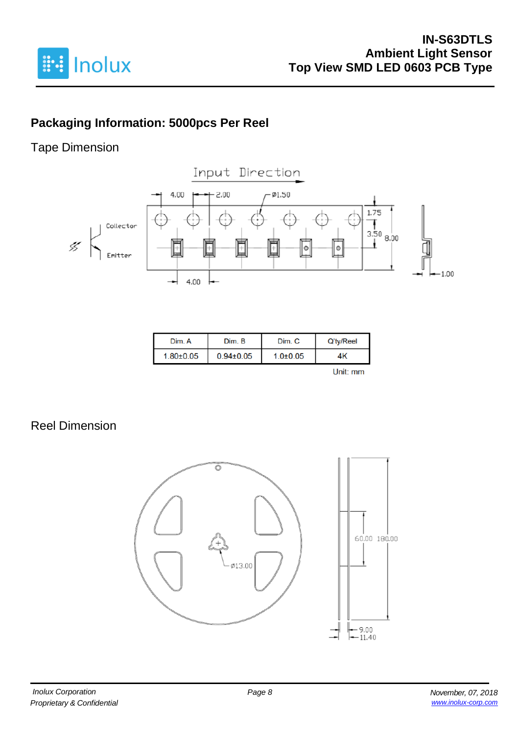## Packaging Information: 5000pcs Per Reel

### Tape Dimension

| Dim. A | Dim. B | Dim. C | Q'ty/Reel |
|---|---|---|---|
| 1.80±0.05 | 0.94±0.05 | 1.0±0.05 | 4K |

Unit: mm

### Reel Dimension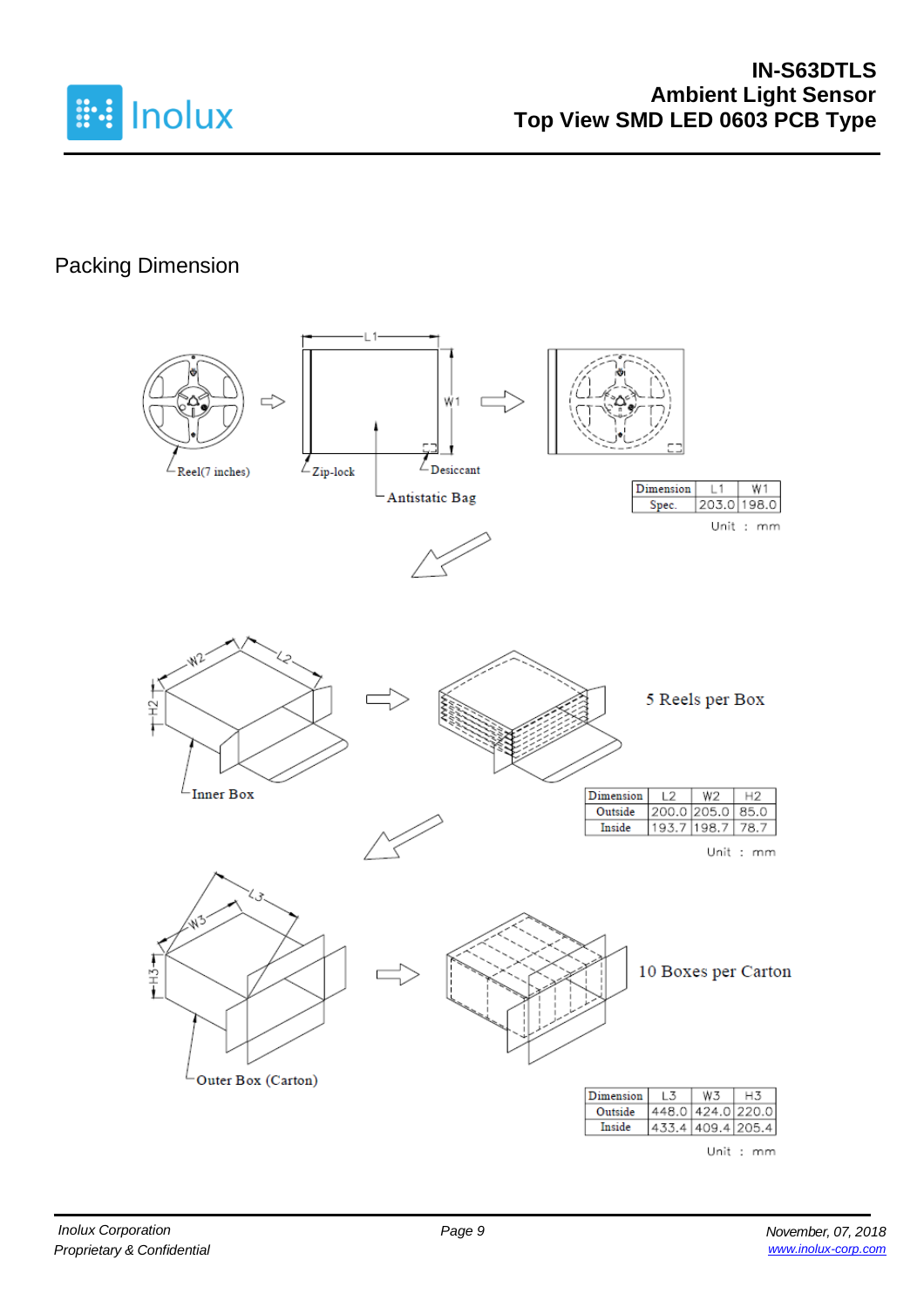## Packing Dimension

Reel(7 inches)

Zip-lock

Desiccant

Antistatic Bag

| Dimension | L1 | W1 |
|---|---|---|
| Spec. | 203.0 | 198.0 |

Unit : mm

Inner Box

5 Reels per Box

| Dimension | L2 | W2 | H2 |
|---|---|---|---|
| Outside | 200.0 | 205.0 | 85.0 |
| Inside | 193.7 | 198.7 | 78.7 |

Unit : mm

Outer Box (Carton)

10 Boxes per Carton

| Dimension | L3 | W3 | H3 |
|---|---|---|---|
| Outside | 448.0 | 424.0 | 220.0 |
| Inside | 433.4 | 409.4 | 205.4 |

Unit : mm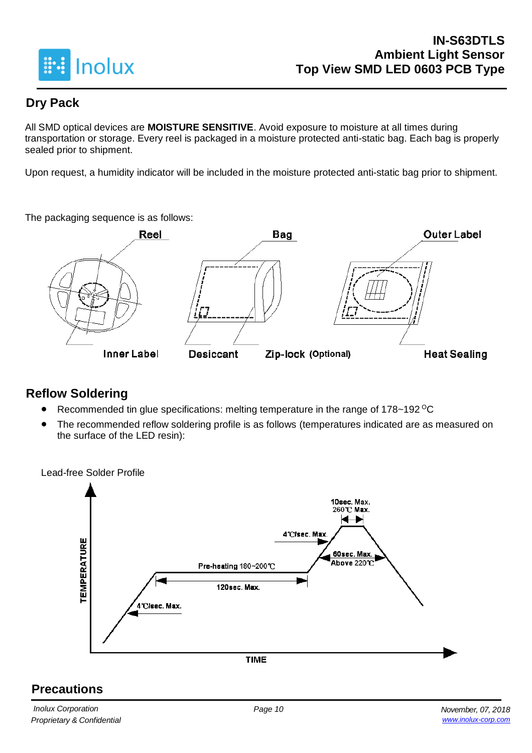## Dry Pack

All SMD optical devices are **MOISTURE SENSITIVE**. Avoid exposure to moisture at all times during transportation or storage. Every reel is packaged in a moisture protected anti-static bag. Each bag is properly sealed prior to shipment.

Upon request, a humidity indicator will be included in the moisture protected anti-static bag prior to shipment.

The packaging sequence is as follows:

Reel, Bag, Outer Label, Inner Label, Desiccant, Zip-lock (Optional), Heat Sealing

## Reflow Soldering

- Recommended tin glue specifications: melting temperature in the range of 178~192 °C
- The recommended reflow soldering profile is as follows (temperatures indicated are as measured on the surface of the LED resin):

Lead-free Solder Profile

TEMPERATURE / TIME

4℃/sec. Max.; Pre-heating 180~200℃; 120sec. Max.; 4℃/sec. Max.; 10sec. Max. 260℃ Max.; 60sec. Max. Above 220℃

## Precautions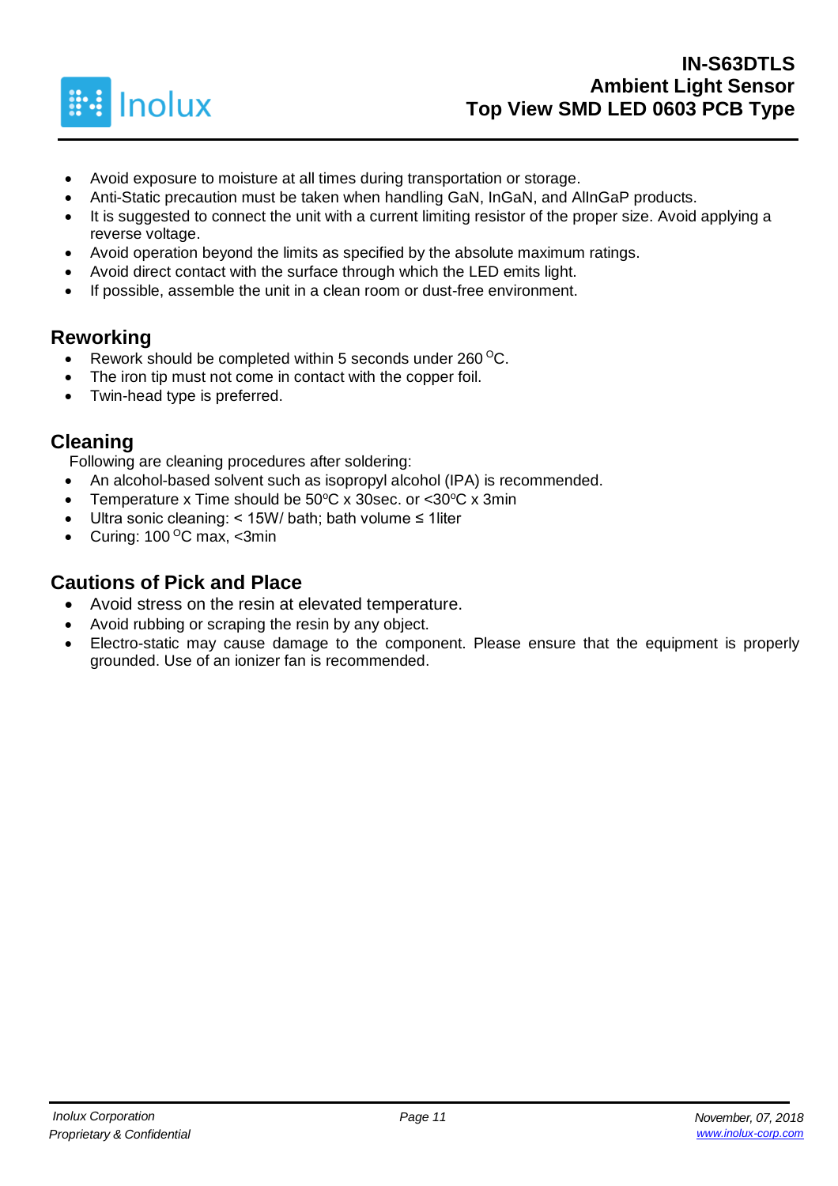- Avoid exposure to moisture at all times during transportation or storage.
- Anti-Static precaution must be taken when handling GaN, InGaN, and AlInGaP products.
- It is suggested to connect the unit with a current limiting resistor of the proper size. Avoid applying a reverse voltage.
- Avoid operation beyond the limits as specified by the absolute maximum ratings.
- Avoid direct contact with the surface through which the LED emits light.
- If possible, assemble the unit in a clean room or dust-free environment.

## Reworking

- Rework should be completed within 5 seconds under 260 $^{O}$C.
- The iron tip must not come in contact with the copper foil.
- Twin-head type is preferred.

## Cleaning

Following are cleaning procedures after soldering:

- An alcohol-based solvent such as isopropyl alcohol (IPA) is recommended.
- Temperature x Time should be 50$^{o}$C x 30sec. or <30$^{o}$C x 3min
- Ultra sonic cleaning: < 15W/ bath; bath volume ≤ 1liter
- Curing: 100 $^{O}$C max, <3min

## Cautions of Pick and Place

- Avoid stress on the resin at elevated temperature.
- Avoid rubbing or scraping the resin by any object.
- Electro-static may cause damage to the component. Please ensure that the equipment is properly grounded. Use of an ionizer fan is recommended.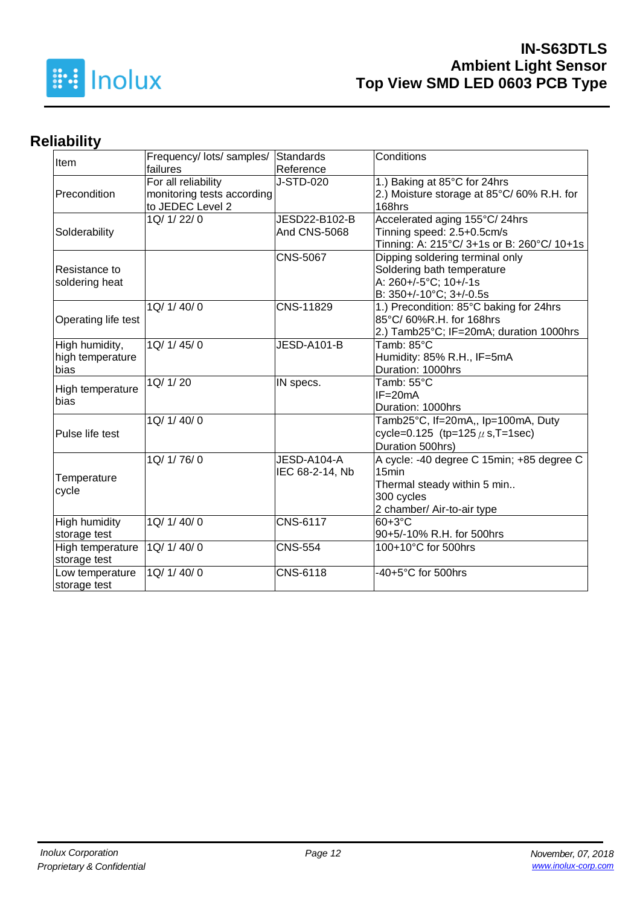## Reliability

| Item | Frequency/ lots/ samples/ failures | Standards Reference | Conditions |
|---|---|---|---|
| Precondition | For all reliability monitoring tests according to JEDEC Level 2 | J-STD-020 | 1.) Baking at 85°C for 24hrs<br>2.) Moisture storage at 85°C/ 60% R.H. for 168hrs |
| Solderability | 1Q/ 1/ 22/ 0 | JESD22-B102-B And CNS-5068 | Accelerated aging 155°C/ 24hrs<br>Tinning speed: 2.5+0.5cm/s<br>Tinning: A: 215°C/ 3+1s or B: 260°C/ 10+1s |
| Resistance to soldering heat | | CNS-5067 | Dipping soldering terminal only<br>Soldering bath temperature<br>A: 260+/-5°C; 10+/-1s<br>B: 350+/-10°C; 3+/-0.5s |
| Operating life test | 1Q/ 1/ 40/ 0 | CNS-11829 | 1.) Precondition: 85°C baking for 24hrs 85°C/ 60%R.H. for 168hrs<br>2.) Tamb25°C; IF=20mA; duration 1000hrs |
| High humidity, high temperature bias | 1Q/ 1/ 45/ 0 | JESD-A101-B | Tamb: 85°C<br>Humidity: 85% R.H., IF=5mA<br>Duration: 1000hrs |
| High temperature bias | 1Q/ 1/ 20 | IN specs. | Tamb: 55°C<br>IF=20mA<br>Duration: 1000hrs |
| Pulse life test | 1Q/ 1/ 40/ 0 | | Tamb25°C, If=20mA,, Ip=100mA, Duty cycle=0.125 (tp=125 μ s,T=1sec)<br>Duration 500hrs) |
| Temperature cycle | 1Q/ 1/ 76/ 0 | JESD-A104-A<br>IEC 68-2-14, Nb | A cycle: -40 degree C 15min; +85 degree C 15min<br>Thermal steady within 5 min..<br>300 cycles<br>2 chamber/ Air-to-air type |
| High humidity storage test | 1Q/ 1/ 40/ 0 | CNS-6117 | 60+3°C<br>90+5/-10% R.H. for 500hrs |
| High temperature storage test | 1Q/ 1/ 40/ 0 | CNS-554 | 100+10°C for 500hrs |
| Low temperature storage test | 1Q/ 1/ 40/ 0 | CNS-6118 | -40+5°C for 500hrs |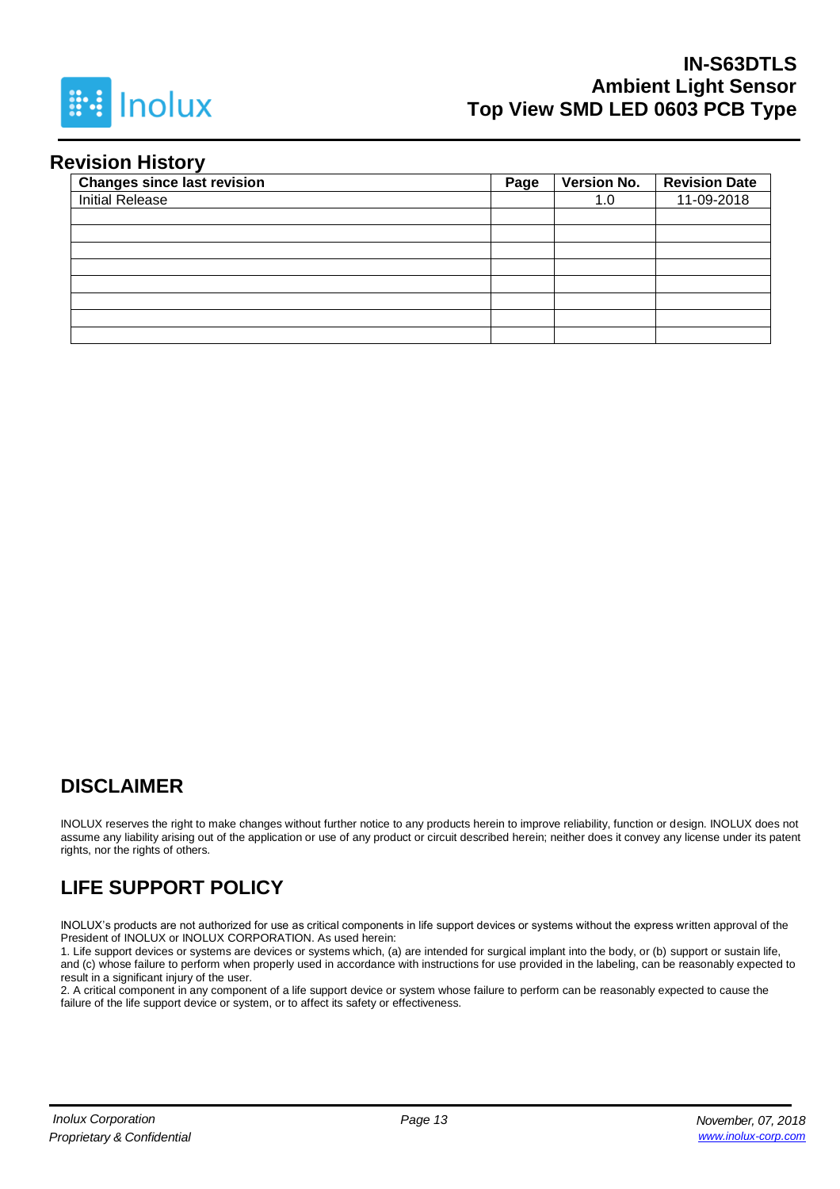## Revision History

| Changes since last revision | Page | Version No. | Revision Date |
|---|---|---|---|
| Initial Release | | 1.0 | 11-09-2018 |
| | | | |
| | | | |
| | | | |
| | | | |
| | | | |
| | | | |
| | | | |
| | | | |

## DISCLAIMER

INOLUX reserves the right to make changes without further notice to any products herein to improve reliability, function or design. INOLUX does not assume any liability arising out of the application or use of any product or circuit described herein; neither does it convey any license under its patent rights, nor the rights of others.

## LIFE SUPPORT POLICY

INOLUX's products are not authorized for use as critical components in life support devices or systems without the express written approval of the President of INOLUX or INOLUX CORPORATION. As used herein:

1. Life support devices or systems are devices or systems which, (a) are intended for surgical implant into the body, or (b) support or sustain life, and (c) whose failure to perform when properly used in accordance with instructions for use provided in the labeling, can be reasonably expected to result in a significant injury of the user.
2. A critical component in any component of a life support device or system whose failure to perform can be reasonably expected to cause the failure of the life support device or system, or to affect its safety or effectiveness.